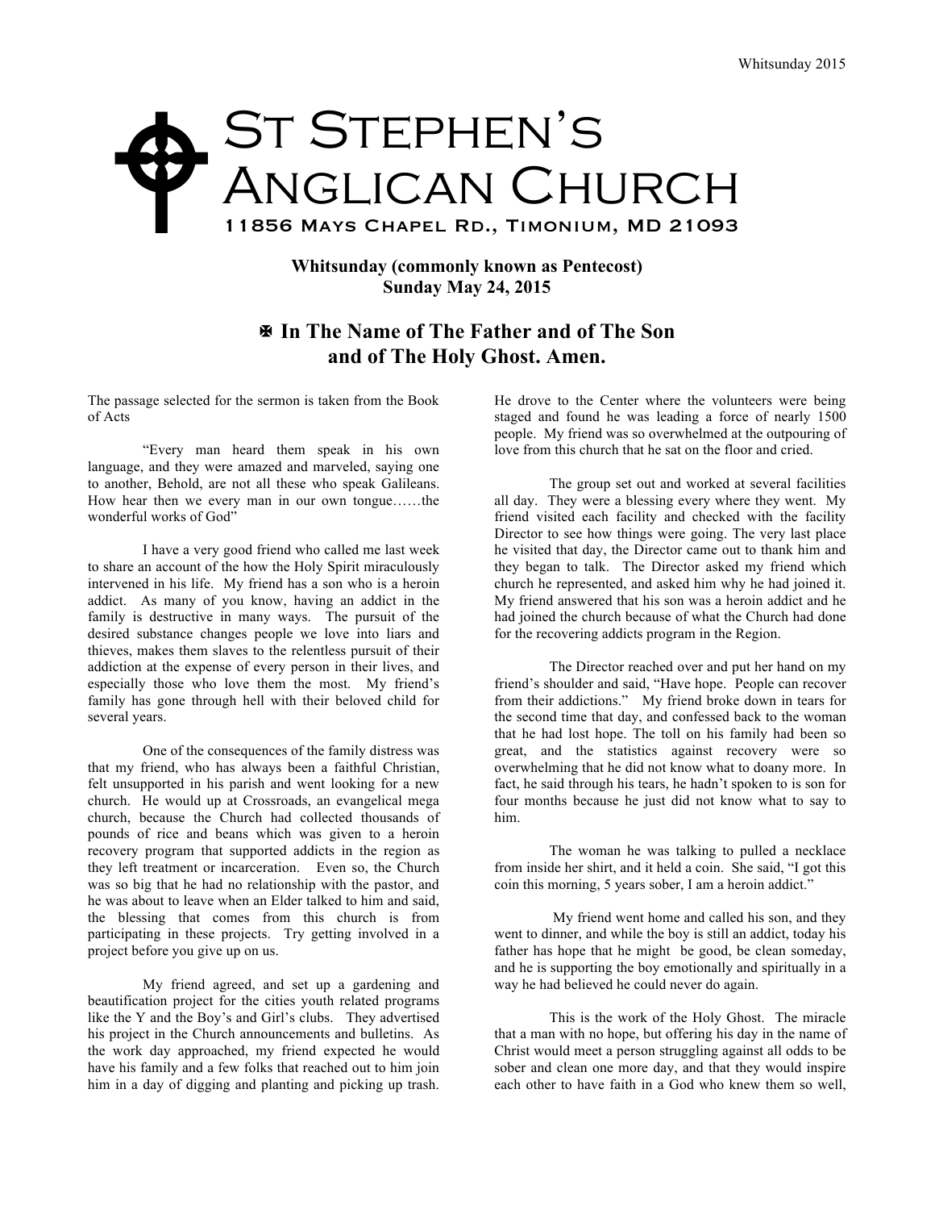# St Stephen's Anglican Church

11856 Mays Chapel Rd., Timonium, MD 21093

**Whitsunday (commonly known as Pentecost)**
**Sunday May 24, 2015**

## ✠ In The Name of The Father and of The Son and of The Holy Ghost. Amen.

The passage selected for the sermon is taken from the Book of Acts

"Every man heard them speak in his own language, and they were amazed and marveled, saying one to another, Behold, are not all these who speak Galileans. How hear then we every man in our own tongue……the wonderful works of God"

I have a very good friend who called me last week to share an account of the how the Holy Spirit miraculously intervened in his life. My friend has a son who is a heroin addict. As many of you know, having an addict in the family is destructive in many ways. The pursuit of the desired substance changes people we love into liars and thieves, makes them slaves to the relentless pursuit of their addiction at the expense of every person in their lives, and especially those who love them the most. My friend's family has gone through hell with their beloved child for several years.

One of the consequences of the family distress was that my friend, who has always been a faithful Christian, felt unsupported in his parish and went looking for a new church. He would up at Crossroads, an evangelical mega church, because the Church had collected thousands of pounds of rice and beans which was given to a heroin recovery program that supported addicts in the region as they left treatment or incarceration. Even so, the Church was so big that he had no relationship with the pastor, and he was about to leave when an Elder talked to him and said, the blessing that comes from this church is from participating in these projects. Try getting involved in a project before you give up on us.

My friend agreed, and set up a gardening and beautification project for the cities youth related programs like the Y and the Boy's and Girl's clubs. They advertised his project in the Church announcements and bulletins. As the work day approached, my friend expected he would have his family and a few folks that reached out to him join him in a day of digging and planting and picking up trash. He drove to the Center where the volunteers were being staged and found he was leading a force of nearly 1500 people. My friend was so overwhelmed at the outpouring of love from this church that he sat on the floor and cried.

The group set out and worked at several facilities all day. They were a blessing every where they went. My friend visited each facility and checked with the facility Director to see how things were going. The very last place he visited that day, the Director came out to thank him and they began to talk. The Director asked my friend which church he represented, and asked him why he had joined it. My friend answered that his son was a heroin addict and he had joined the church because of what the Church had done for the recovering addicts program in the Region.

The Director reached over and put her hand on my friend's shoulder and said, "Have hope. People can recover from their addictions." My friend broke down in tears for the second time that day, and confessed back to the woman that he had lost hope. The toll on his family had been so great, and the statistics against recovery were so overwhelming that he did not know what to doany more. In fact, he said through his tears, he hadn't spoken to is son for four months because he just did not know what to say to him.

The woman he was talking to pulled a necklace from inside her shirt, and it held a coin. She said, "I got this coin this morning, 5 years sober, I am a heroin addict."

My friend went home and called his son, and they went to dinner, and while the boy is still an addict, today his father has hope that he might be good, be clean someday, and he is supporting the boy emotionally and spiritually in a way he had believed he could never do again.

This is the work of the Holy Ghost. The miracle that a man with no hope, but offering his day in the name of Christ would meet a person struggling against all odds to be sober and clean one more day, and that they would inspire each other to have faith in a God who knew them so well,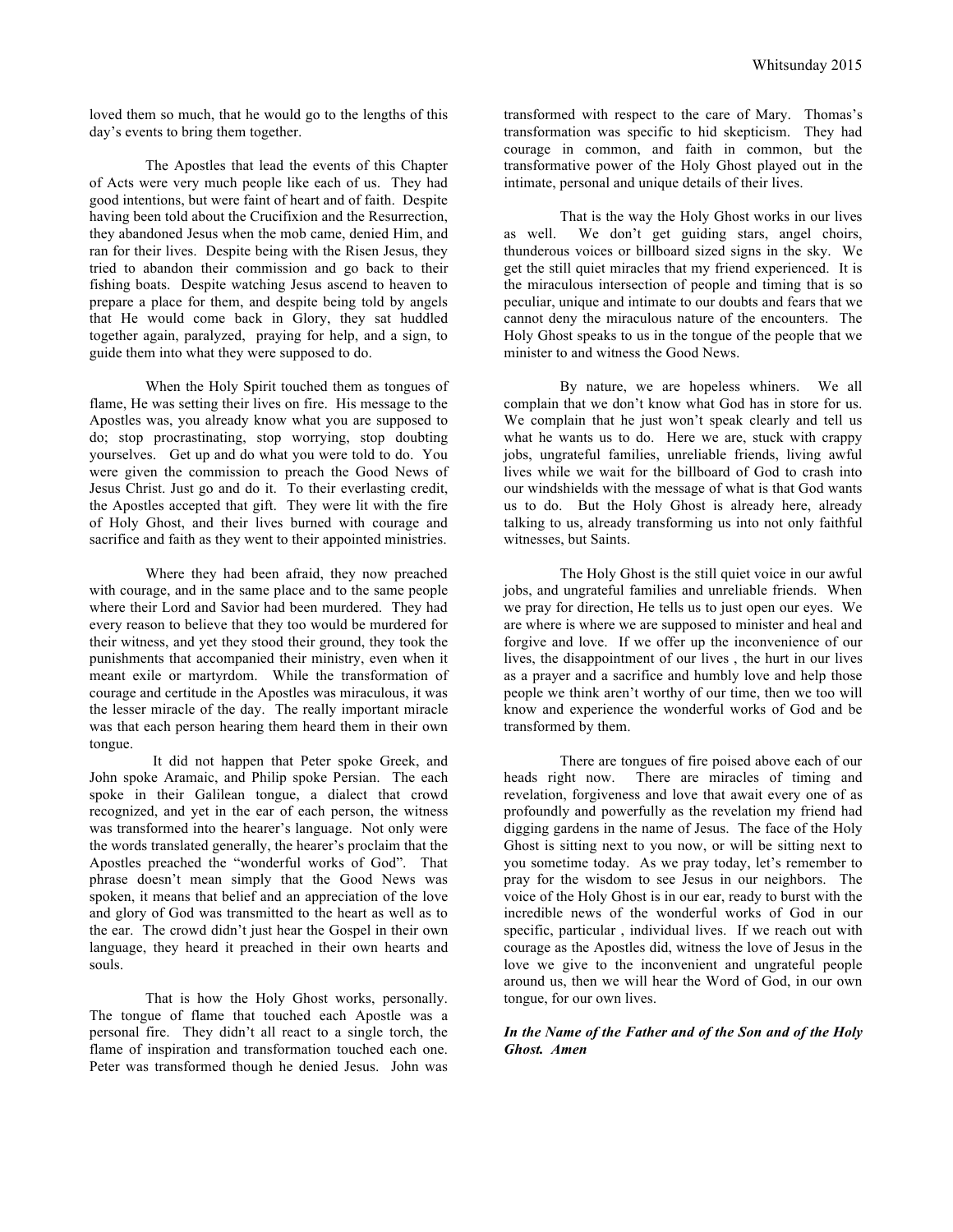loved them so much, that he would go to the lengths of this day's events to bring them together.

The Apostles that lead the events of this Chapter of Acts were very much people like each of us. They had good intentions, but were faint of heart and of faith. Despite having been told about the Crucifixion and the Resurrection, they abandoned Jesus when the mob came, denied Him, and ran for their lives. Despite being with the Risen Jesus, they tried to abandon their commission and go back to their fishing boats. Despite watching Jesus ascend to heaven to prepare a place for them, and despite being told by angels that He would come back in Glory, they sat huddled together again, paralyzed, praying for help, and a sign, to guide them into what they were supposed to do.

When the Holy Spirit touched them as tongues of flame, He was setting their lives on fire. His message to the Apostles was, you already know what you are supposed to do; stop procrastinating, stop worrying, stop doubting yourselves. Get up and do what you were told to do. You were given the commission to preach the Good News of Jesus Christ. Just go and do it. To their everlasting credit, the Apostles accepted that gift. They were lit with the fire of Holy Ghost, and their lives burned with courage and sacrifice and faith as they went to their appointed ministries.

Where they had been afraid, they now preached with courage, and in the same place and to the same people where their Lord and Savior had been murdered. They had every reason to believe that they too would be murdered for their witness, and yet they stood their ground, they took the punishments that accompanied their ministry, even when it meant exile or martyrdom. While the transformation of courage and certitude in the Apostles was miraculous, it was the lesser miracle of the day. The really important miracle was that each person hearing them heard them in their own tongue.

It did not happen that Peter spoke Greek, and John spoke Aramaic, and Philip spoke Persian. The each spoke in their Galilean tongue, a dialect that crowd recognized, and yet in the ear of each person, the witness was transformed into the hearer's language. Not only were the words translated generally, the hearer's proclaim that the Apostles preached the "wonderful works of God". That phrase doesn't mean simply that the Good News was spoken, it means that belief and an appreciation of the love and glory of God was transmitted to the heart as well as to the ear. The crowd didn't just hear the Gospel in their own language, they heard it preached in their own hearts and souls.

That is how the Holy Ghost works, personally. The tongue of flame that touched each Apostle was a personal fire. They didn't all react to a single torch, the flame of inspiration and transformation touched each one. Peter was transformed though he denied Jesus. John was transformed with respect to the care of Mary. Thomas's transformation was specific to hid skepticism. They had courage in common, and faith in common, but the transformative power of the Holy Ghost played out in the intimate, personal and unique details of their lives.

That is the way the Holy Ghost works in our lives as well. We don't get guiding stars, angel choirs, thunderous voices or billboard sized signs in the sky. We get the still quiet miracles that my friend experienced. It is the miraculous intersection of people and timing that is so peculiar, unique and intimate to our doubts and fears that we cannot deny the miraculous nature of the encounters. The Holy Ghost speaks to us in the tongue of the people that we minister to and witness the Good News.

By nature, we are hopeless whiners. We all complain that we don't know what God has in store for us. We complain that he just won't speak clearly and tell us what he wants us to do. Here we are, stuck with crappy jobs, ungrateful families, unreliable friends, living awful lives while we wait for the billboard of God to crash into our windshields with the message of what is that God wants us to do. But the Holy Ghost is already here, already talking to us, already transforming us into not only faithful witnesses, but Saints.

The Holy Ghost is the still quiet voice in our awful jobs, and ungrateful families and unreliable friends. When we pray for direction, He tells us to just open our eyes. We are where is where we are supposed to minister and heal and forgive and love. If we offer up the inconvenience of our lives, the disappointment of our lives , the hurt in our lives as a prayer and a sacrifice and humbly love and help those people we think aren't worthy of our time, then we too will know and experience the wonderful works of God and be transformed by them.

There are tongues of fire poised above each of our heads right now. There are miracles of timing and revelation, forgiveness and love that await every one of as profoundly and powerfully as the revelation my friend had digging gardens in the name of Jesus. The face of the Holy Ghost is sitting next to you now, or will be sitting next to you sometime today. As we pray today, let's remember to pray for the wisdom to see Jesus in our neighbors. The voice of the Holy Ghost is in our ear, ready to burst with the incredible news of the wonderful works of God in our specific, particular , individual lives. If we reach out with courage as the Apostles did, witness the love of Jesus in the love we give to the inconvenient and ungrateful people around us, then we will hear the Word of God, in our own tongue, for our own lives.

***In the Name of the Father and of the Son and of the Holy Ghost. Amen***